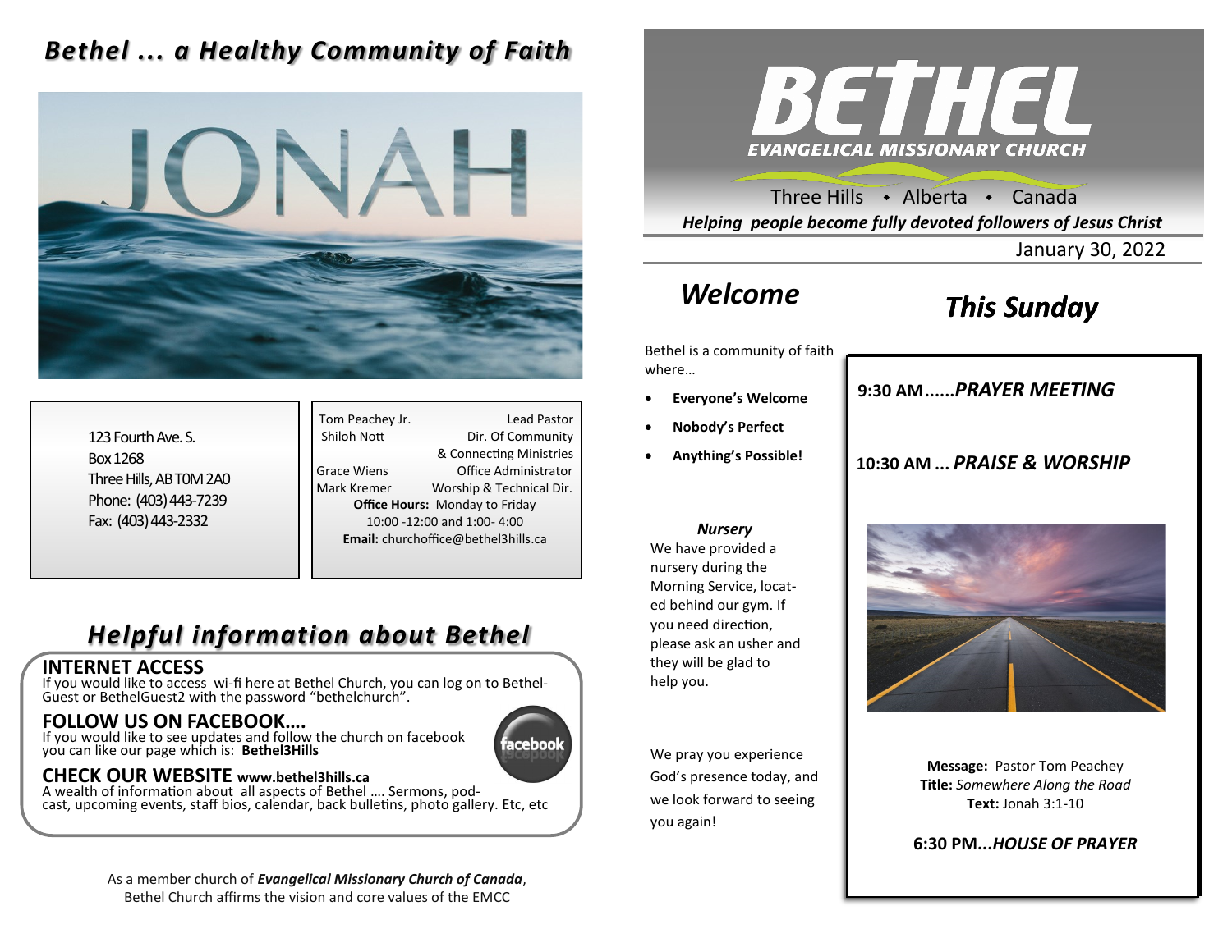# *Bethel ... a Healthy Community of Faith*

JONAH

123 Fourth Ave. S.
Box 1268
Three Hills, AB T0M 2A0
Phone: (403) 443-7239
Fax: (403) 443-2332

| | |
|---|---|
| Tom Peachey Jr. | Lead Pastor |
| Shiloh Nott | Dir. Of Community & Connecting Ministries |
| Grace Wiens | Office Administrator |
| Mark Kremer | Worship & Technical Dir. |

**Office Hours:** Monday to Friday
10:00 -12:00 and 1:00- 4:00
**Email:** churchoffice@bethel3hills.ca

## *Helpful information about Bethel*

### INTERNET ACCESS
If you would like to access wi-fi here at Bethel Church, you can log on to Bethel-Guest or BethelGuest2 with the password "bethelchurch".

### FOLLOW US ON FACEBOOK….
If you would like to see updates and follow the church on facebook you can like our page which is: **Bethel3Hills**

### CHECK OUR WEBSITE www.bethel3hills.ca
A wealth of information about all aspects of Bethel …. Sermons, podcast, upcoming events, staff bios, calendar, back bulletins, photo gallery. Etc, etc

As a member church of ***Evangelical Missionary Church of Canada***, Bethel Church affirms the vision and core values of the EMCC

# BETHEL
EVANGELICAL MISSIONARY CHURCH

Three Hills • Alberta • Canada

***Helping people become fully devoted followers of Jesus Christ***

January 30, 2022

## *Welcome*

Bethel is a community of faith where…

- **Everyone's Welcome**
- **Nobody's Perfect**
- **Anything's Possible!**

***Nursery***
We have provided a nursery during the Morning Service, located behind our gym. If you need direction, please ask an usher and they will be glad to help you.

We pray you experience God's presence today, and we look forward to seeing you again!

## *This Sunday*

**9:30 AM......*PRAYER MEETING***

**10:30 AM ... *PRAISE & WORSHIP***

**Message:** Pastor Tom Peachey
**Title:** *Somewhere Along the Road*
**Text:** Jonah 3:1-10

**6:30 PM...*HOUSE OF PRAYER***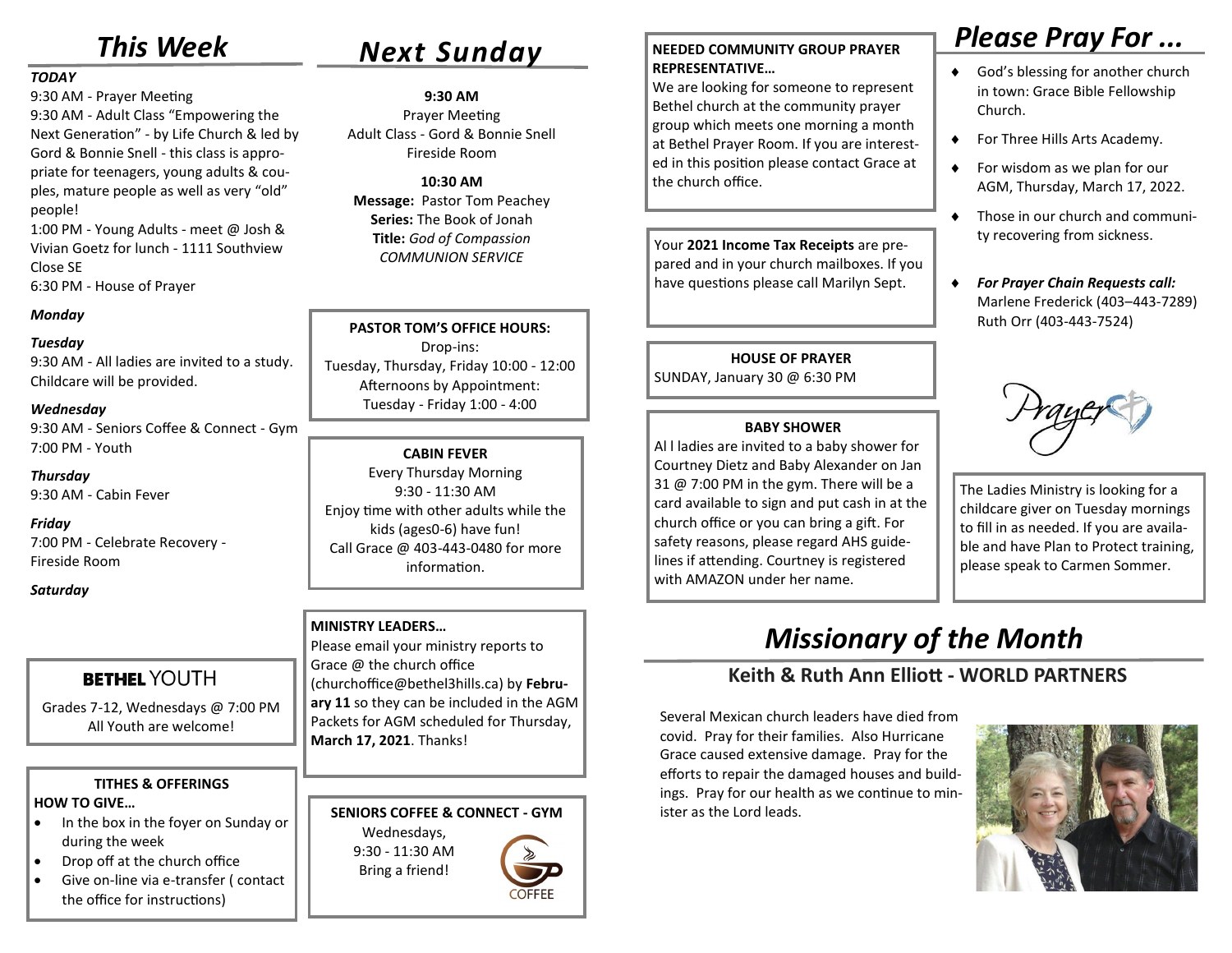# This Week

***TODAY***

9:30 AM - Prayer Meeting
9:30 AM - Adult Class "Empowering the Next Generation" - by Life Church & led by Gord & Bonnie Snell - this class is appropriate for teenagers, young adults & couples, mature people as well as very "old" people!
1:00 PM - Young Adults - meet @ Josh & Vivian Goetz for lunch - 1111 Southview Close SE
6:30 PM - House of Prayer

***Monday***

***Tuesday***

9:30 AM - All ladies are invited to a study. Childcare will be provided.

***Wednesday***

9:30 AM - Seniors Coffee & Connect - Gym
7:00 PM - Youth

***Thursday***

9:30 AM - Cabin Fever

***Friday***

7:00 PM - Celebrate Recovery - Fireside Room

***Saturday***

**BETHEL** YOUTH

Grades 7-12, Wednesdays @ 7:00 PM
All Youth are welcome!

**TITHES & OFFERINGS**

**HOW TO GIVE…**

- In the box in the foyer on Sunday or during the week
- Drop off at the church office
- Give on-line via e-transfer ( contact the office for instructions)

# Next Sunday

**9:30 AM**
Prayer Meeting
Adult Class - Gord & Bonnie Snell
Fireside Room

**10:30 AM**
**Message:** Pastor Tom Peachey
**Series:** The Book of Jonah
**Title:** *God of Compassion*
*COMMUNION SERVICE*

**PASTOR TOM'S OFFICE HOURS:**
Drop-ins:
Tuesday, Thursday, Friday 10:00 - 12:00
Afternoons by Appointment:
Tuesday - Friday 1:00 - 4:00

**CABIN FEVER**
Every Thursday Morning
9:30 - 11:30 AM
Enjoy time with other adults while the kids (ages0-6) have fun!
Call Grace @ 403-443-0480 for more information.

**MINISTRY LEADERS…**
Please email your ministry reports to Grace @ the church office (churchoffice@bethel3hills.ca) by **February 11** so they can be included in the AGM Packets for AGM scheduled for Thursday, **March 17, 2021**. Thanks!

**SENIORS COFFEE & CONNECT - GYM**
Wednesdays,
9:30 - 11:30 AM
Bring a friend!

COFFEE

**NEEDED COMMUNITY GROUP PRAYER REPRESENTATIVE…**
We are looking for someone to represent Bethel church at the community prayer group which meets one morning a month at Bethel Prayer Room. If you are interested in this position please contact Grace at the church office.

Your **2021 Income Tax Receipts** are prepared and in your church mailboxes. If you have questions please call Marilyn Sept.

**HOUSE OF PRAYER**
SUNDAY, January 30 @ 6:30 PM

**BABY SHOWER**
Al l ladies are invited to a baby shower for Courtney Dietz and Baby Alexander on Jan 31 @ 7:00 PM in the gym. There will be a card available to sign and put cash in at the church office or you can bring a gift. For safety reasons, please regard AHS guidelines if attending. Courtney is registered with AMAZON under her name.

# Please Pray For ...

- God's blessing for another church in town: Grace Bible Fellowship Church.
- For Three Hills Arts Academy.
- For wisdom as we plan for our AGM, Thursday, March 17, 2022.
- Those in our church and community recovering from sickness.
- ***For Prayer Chain Requests call:*** Marlene Frederick (403–443-7289) Ruth Orr (403-443-7524)

Prayer

The Ladies Ministry is looking for a childcare giver on Tuesday mornings to fill in as needed. If you are available and have Plan to Protect training, please speak to Carmen Sommer.

# Missionary of the Month

## Keith & Ruth Ann Elliott - WORLD PARTNERS

Several Mexican church leaders have died from covid. Pray for their families. Also Hurricane Grace caused extensive damage. Pray for the efforts to repair the damaged houses and buildings. Pray for our health as we continue to minister as the Lord leads.